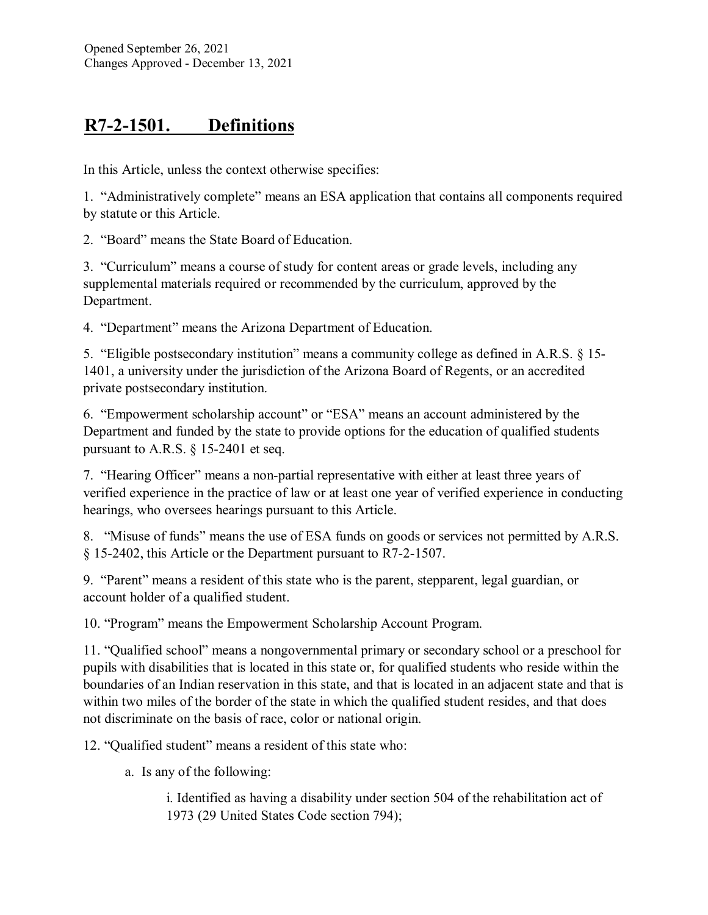Opened September 26, 2021
Changes Approved - December 13, 2021

## R7-2-1501. Definitions

In this Article, unless the context otherwise specifies:

1. "Administratively complete" means an ESA application that contains all components required by statute or this Article.

2. "Board" means the State Board of Education.

3. "Curriculum" means a course of study for content areas or grade levels, including any supplemental materials required or recommended by the curriculum, approved by the Department.

4. "Department" means the Arizona Department of Education.

5. "Eligible postsecondary institution" means a community college as defined in A.R.S. § 15-1401, a university under the jurisdiction of the Arizona Board of Regents, or an accredited private postsecondary institution.

6. "Empowerment scholarship account" or "ESA" means an account administered by the Department and funded by the state to provide options for the education of qualified students pursuant to A.R.S. § 15-2401 et seq.

7. "Hearing Officer" means a non-partial representative with either at least three years of verified experience in the practice of law or at least one year of verified experience in conducting hearings, who oversees hearings pursuant to this Article.

8. "Misuse of funds" means the use of ESA funds on goods or services not permitted by A.R.S. § 15-2402, this Article or the Department pursuant to R7-2-1507.

9. "Parent" means a resident of this state who is the parent, stepparent, legal guardian, or account holder of a qualified student.

10. "Program" means the Empowerment Scholarship Account Program.

11. "Qualified school" means a nongovernmental primary or secondary school or a preschool for pupils with disabilities that is located in this state or, for qualified students who reside within the boundaries of an Indian reservation in this state, and that is located in an adjacent state and that is within two miles of the border of the state in which the qualified student resides, and that does not discriminate on the basis of race, color or national origin.

12. "Qualified student" means a resident of this state who:

   a. Is any of the following:

      i. Identified as having a disability under section 504 of the rehabilitation act of 1973 (29 United States Code section 794);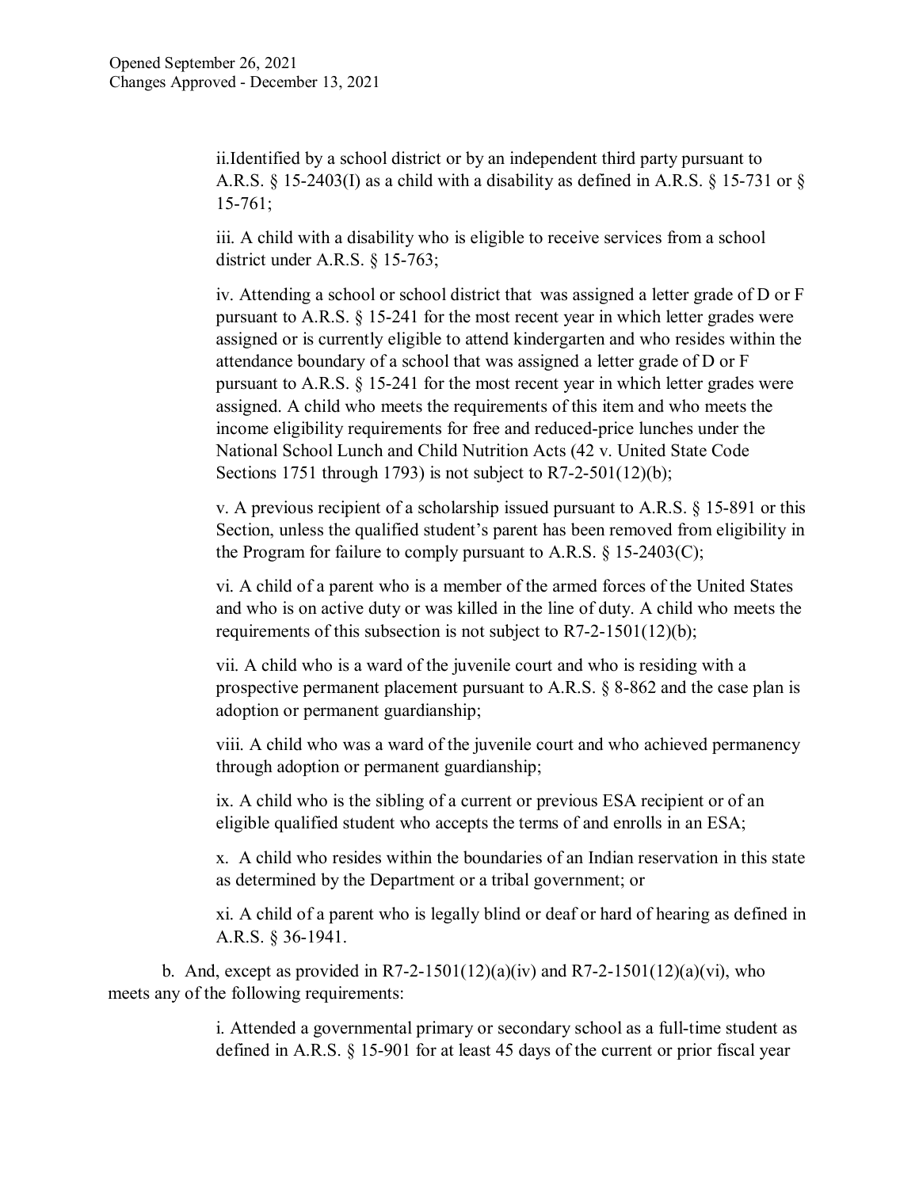ii.Identified by a school district or by an independent third party pursuant to A.R.S. § 15-2403(I) as a child with a disability as defined in A.R.S. § 15-731 or § 15-761;

iii. A child with a disability who is eligible to receive services from a school district under A.R.S. § 15-763;

iv. Attending a school or school district that was assigned a letter grade of D or F pursuant to A.R.S. § 15-241 for the most recent year in which letter grades were assigned or is currently eligible to attend kindergarten and who resides within the attendance boundary of a school that was assigned a letter grade of D or F pursuant to A.R.S. § 15-241 for the most recent year in which letter grades were assigned. A child who meets the requirements of this item and who meets the income eligibility requirements for free and reduced-price lunches under the National School Lunch and Child Nutrition Acts (42 v. United State Code Sections 1751 through 1793) is not subject to R7-2-501(12)(b);

v. A previous recipient of a scholarship issued pursuant to A.R.S. § 15-891 or this Section, unless the qualified student's parent has been removed from eligibility in the Program for failure to comply pursuant to A.R.S. § 15-2403(C);

vi. A child of a parent who is a member of the armed forces of the United States and who is on active duty or was killed in the line of duty. A child who meets the requirements of this subsection is not subject to R7-2-1501(12)(b);

vii. A child who is a ward of the juvenile court and who is residing with a prospective permanent placement pursuant to A.R.S. § 8-862 and the case plan is adoption or permanent guardianship;

viii. A child who was a ward of the juvenile court and who achieved permanency through adoption or permanent guardianship;

ix. A child who is the sibling of a current or previous ESA recipient or of an eligible qualified student who accepts the terms of and enrolls in an ESA;

x. A child who resides within the boundaries of an Indian reservation in this state as determined by the Department or a tribal government; or

xi. A child of a parent who is legally blind or deaf or hard of hearing as defined in A.R.S. § 36-1941.

b. And, except as provided in R7-2-1501(12)(a)(iv) and R7-2-1501(12)(a)(vi), who meets any of the following requirements:

i. Attended a governmental primary or secondary school as a full-time student as defined in A.R.S. § 15-901 for at least 45 days of the current or prior fiscal year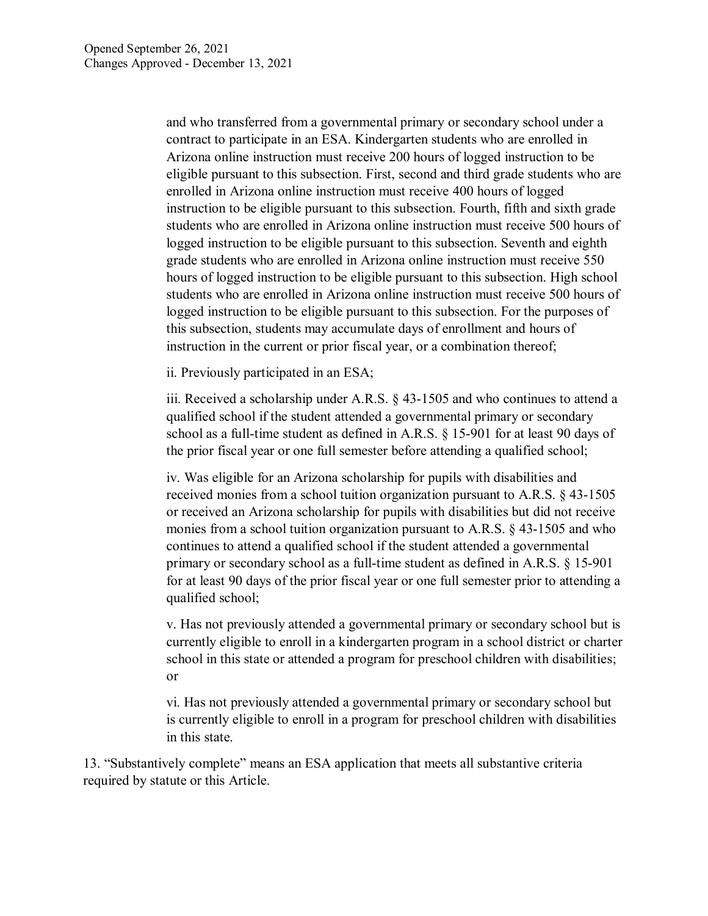and who transferred from a governmental primary or secondary school under a contract to participate in an ESA. Kindergarten students who are enrolled in Arizona online instruction must receive 200 hours of logged instruction to be eligible pursuant to this subsection. First, second and third grade students who are enrolled in Arizona online instruction must receive 400 hours of logged instruction to be eligible pursuant to this subsection. Fourth, fifth and sixth grade students who are enrolled in Arizona online instruction must receive 500 hours of logged instruction to be eligible pursuant to this subsection. Seventh and eighth grade students who are enrolled in Arizona online instruction must receive 550 hours of logged instruction to be eligible pursuant to this subsection. High school students who are enrolled in Arizona online instruction must receive 500 hours of logged instruction to be eligible pursuant to this subsection. For the purposes of this subsection, students may accumulate days of enrollment and hours of instruction in the current or prior fiscal year, or a combination thereof;

ii. Previously participated in an ESA;

iii. Received a scholarship under A.R.S. § 43-1505 and who continues to attend a qualified school if the student attended a governmental primary or secondary school as a full-time student as defined in A.R.S. § 15-901 for at least 90 days of the prior fiscal year or one full semester before attending a qualified school;

iv. Was eligible for an Arizona scholarship for pupils with disabilities and received monies from a school tuition organization pursuant to A.R.S. § 43-1505 or received an Arizona scholarship for pupils with disabilities but did not receive monies from a school tuition organization pursuant to A.R.S. § 43-1505 and who continues to attend a qualified school if the student attended a governmental primary or secondary school as a full-time student as defined in A.R.S. § 15-901 for at least 90 days of the prior fiscal year or one full semester prior to attending a qualified school;

v. Has not previously attended a governmental primary or secondary school but is currently eligible to enroll in a kindergarten program in a school district or charter school in this state or attended a program for preschool children with disabilities; or

vi. Has not previously attended a governmental primary or secondary school but is currently eligible to enroll in a program for preschool children with disabilities in this state.

13. "Substantively complete" means an ESA application that meets all substantive criteria required by statute or this Article.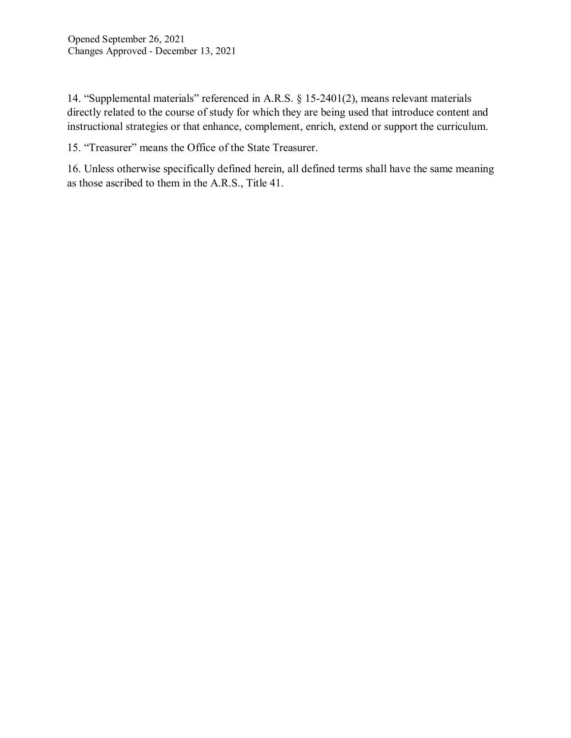14. “Supplemental materials” referenced in A.R.S. § 15-2401(2), means relevant materials directly related to the course of study for which they are being used that introduce content and instructional strategies or that enhance, complement, enrich, extend or support the curriculum.

15. “Treasurer” means the Office of the State Treasurer.

16. Unless otherwise specifically defined herein, all defined terms shall have the same meaning as those ascribed to them in the A.R.S., Title 41.